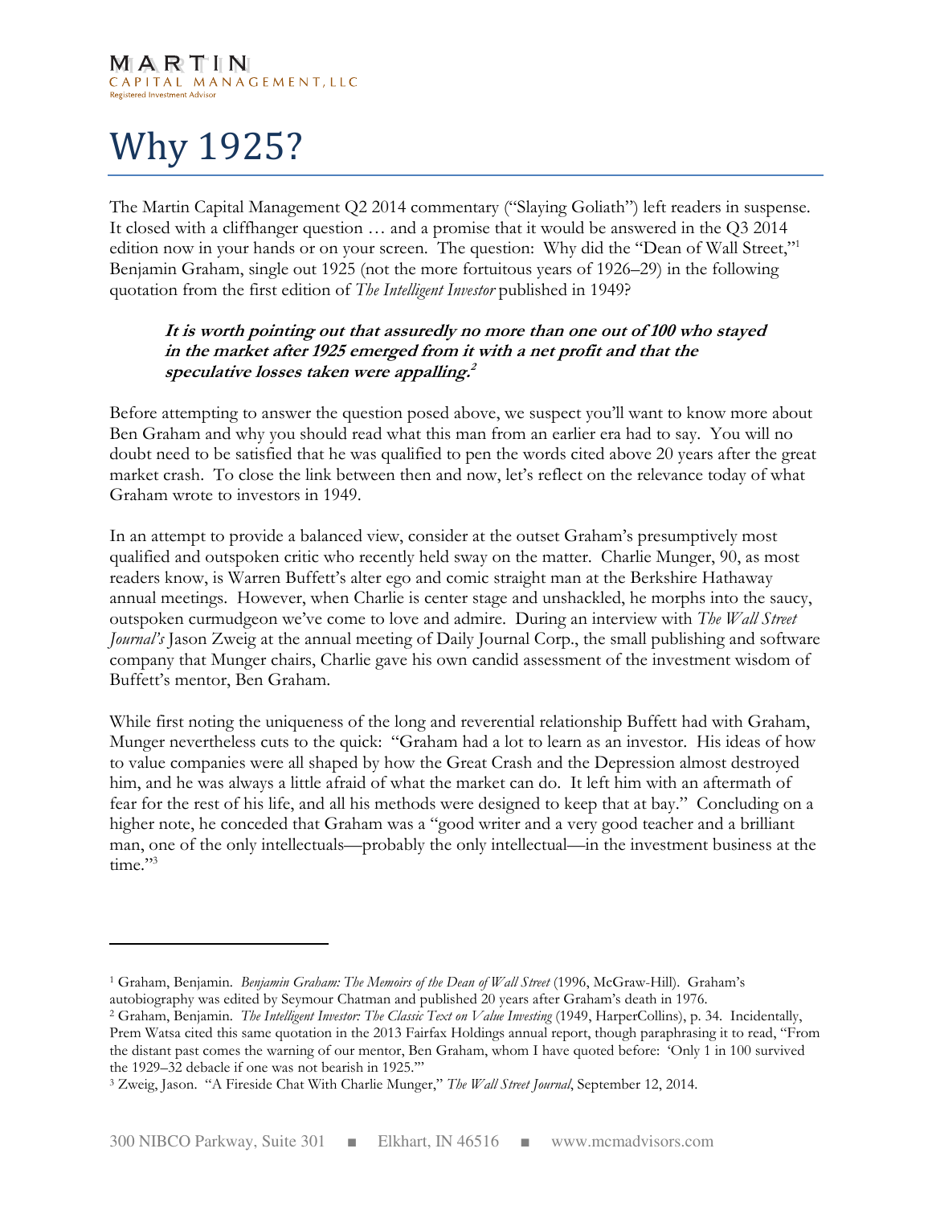MARTIN
CAPITAL MANAGEMENT, LLC
Registered Investment Advisor

# Why 1925?

The Martin Capital Management Q2 2014 commentary ("Slaying Goliath") left readers in suspense. It closed with a cliffhanger question … and a promise that it would be answered in the Q3 2014 edition now in your hands or on your screen. The question: Why did the "Dean of Wall Street,"[1] Benjamin Graham, single out 1925 (not the more fortuitous years of 1926–29) in the following quotation from the first edition of *The Intelligent Investor* published in 1949?

> ***It is worth pointing out that assuredly no more than one out of 100 who stayed in the market after 1925 emerged from it with a net profit and that the speculative losses taken were appalling.***[2]

Before attempting to answer the question posed above, we suspect you'll want to know more about Ben Graham and why you should read what this man from an earlier era had to say. You will no doubt need to be satisfied that he was qualified to pen the words cited above 20 years after the great market crash. To close the link between then and now, let's reflect on the relevance today of what Graham wrote to investors in 1949.

In an attempt to provide a balanced view, consider at the outset Graham's presumptively most qualified and outspoken critic who recently held sway on the matter. Charlie Munger, 90, as most readers know, is Warren Buffett's alter ego and comic straight man at the Berkshire Hathaway annual meetings. However, when Charlie is center stage and unshackled, he morphs into the saucy, outspoken curmudgeon we've come to love and admire. During an interview with *The Wall Street Journal's* Jason Zweig at the annual meeting of Daily Journal Corp., the small publishing and software company that Munger chairs, Charlie gave his own candid assessment of the investment wisdom of Buffett's mentor, Ben Graham.

While first noting the uniqueness of the long and reverential relationship Buffett had with Graham, Munger nevertheless cuts to the quick: "Graham had a lot to learn as an investor. His ideas of how to value companies were all shaped by how the Great Crash and the Depression almost destroyed him, and he was always a little afraid of what the market can do. It left him with an aftermath of fear for the rest of his life, and all his methods were designed to keep that at bay." Concluding on a higher note, he conceded that Graham was a "good writer and a very good teacher and a brilliant man, one of the only intellectuals—probably the only intellectual—in the investment business at the time."[3]

---

[1] Graham, Benjamin. *Benjamin Graham: The Memoirs of the Dean of Wall Street* (1996, McGraw-Hill). Graham's autobiography was edited by Seymour Chatman and published 20 years after Graham's death in 1976.

[2] Graham, Benjamin. *The Intelligent Investor: The Classic Text on Value Investing* (1949, HarperCollins), p. 34. Incidentally, Prem Watsa cited this same quotation in the 2013 Fairfax Holdings annual report, though paraphrasing it to read, "From the distant past comes the warning of our mentor, Ben Graham, whom I have quoted before: 'Only 1 in 100 survived the 1929–32 debacle if one was not bearish in 1925.'"

[3] Zweig, Jason. "A Fireside Chat With Charlie Munger," *The Wall Street Journal*, September 12, 2014.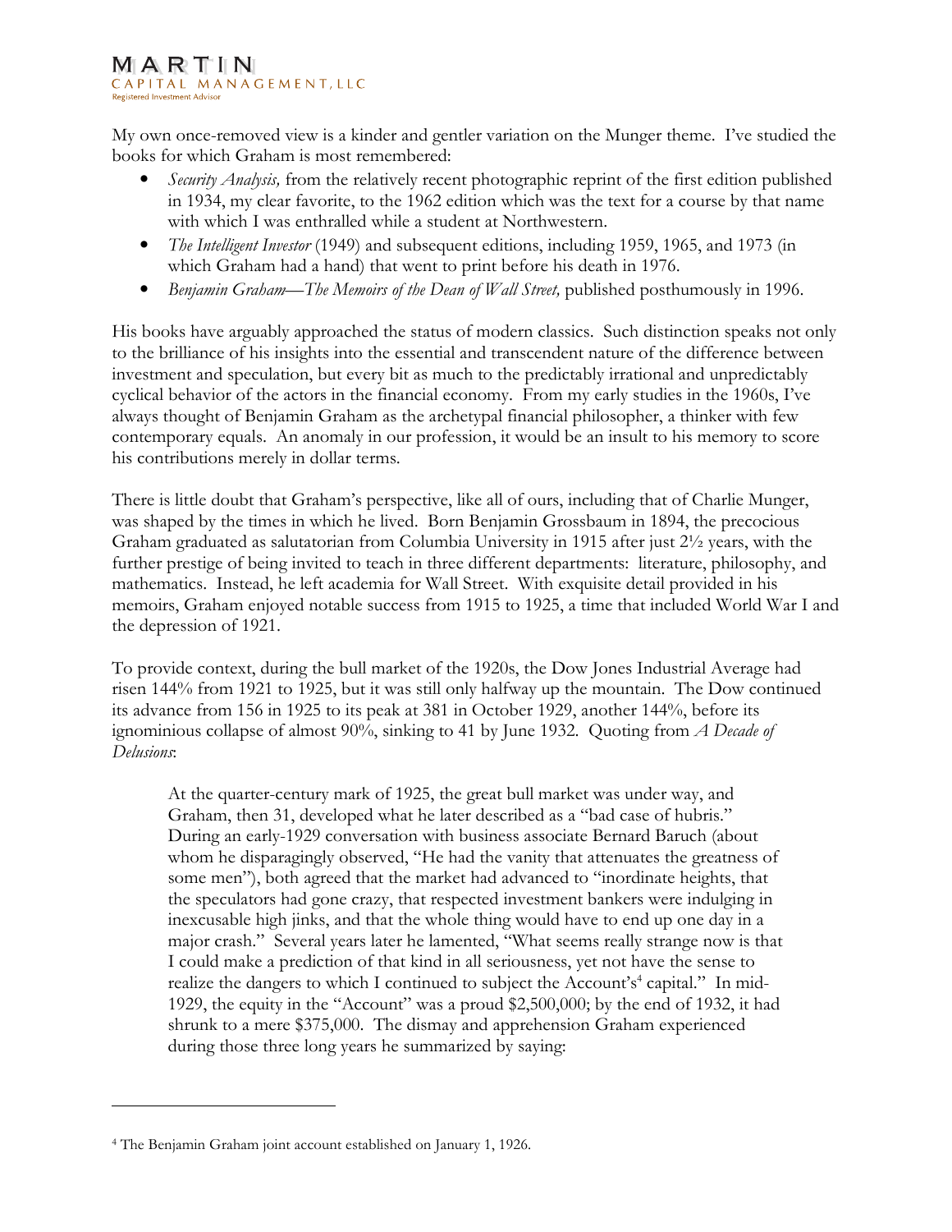My own once-removed view is a kinder and gentler variation on the Munger theme. I've studied the books for which Graham is most remembered:

- *Security Analysis,* from the relatively recent photographic reprint of the first edition published in 1934, my clear favorite, to the 1962 edition which was the text for a course by that name with which I was enthralled while a student at Northwestern.
- *The Intelligent Investor* (1949) and subsequent editions, including 1959, 1965, and 1973 (in which Graham had a hand) that went to print before his death in 1976.
- *Benjamin Graham—The Memoirs of the Dean of Wall Street,* published posthumously in 1996.

His books have arguably approached the status of modern classics. Such distinction speaks not only to the brilliance of his insights into the essential and transcendent nature of the difference between investment and speculation, but every bit as much to the predictably irrational and unpredictably cyclical behavior of the actors in the financial economy. From my early studies in the 1960s, I've always thought of Benjamin Graham as the archetypal financial philosopher, a thinker with few contemporary equals. An anomaly in our profession, it would be an insult to his memory to score his contributions merely in dollar terms.

There is little doubt that Graham's perspective, like all of ours, including that of Charlie Munger, was shaped by the times in which he lived. Born Benjamin Grossbaum in 1894, the precocious Graham graduated as salutatorian from Columbia University in 1915 after just 2½ years, with the further prestige of being invited to teach in three different departments: literature, philosophy, and mathematics. Instead, he left academia for Wall Street. With exquisite detail provided in his memoirs, Graham enjoyed notable success from 1915 to 1925, a time that included World War I and the depression of 1921.

To provide context, during the bull market of the 1920s, the Dow Jones Industrial Average had risen 144% from 1921 to 1925, but it was still only halfway up the mountain. The Dow continued its advance from 156 in 1925 to its peak at 381 in October 1929, another 144%, before its ignominious collapse of almost 90%, sinking to 41 by June 1932. Quoting from *A Decade of Delusions*:

> At the quarter-century mark of 1925, the great bull market was under way, and Graham, then 31, developed what he later described as a "bad case of hubris." During an early-1929 conversation with business associate Bernard Baruch (about whom he disparagingly observed, "He had the vanity that attenuates the greatness of some men"), both agreed that the market had advanced to "inordinate heights, that the speculators had gone crazy, that respected investment bankers were indulging in inexcusable high jinks, and that the whole thing would have to end up one day in a major crash." Several years later he lamented, "What seems really strange now is that I could make a prediction of that kind in all seriousness, yet not have the sense to realize the dangers to which I continued to subject the Account's[4] capital." In mid-1929, the equity in the "Account" was a proud $2,500,000; by the end of 1932, it had shrunk to a mere $375,000. The dismay and apprehension Graham experienced during those three long years he summarized by saying:

[4] The Benjamin Graham joint account established on January 1, 1926.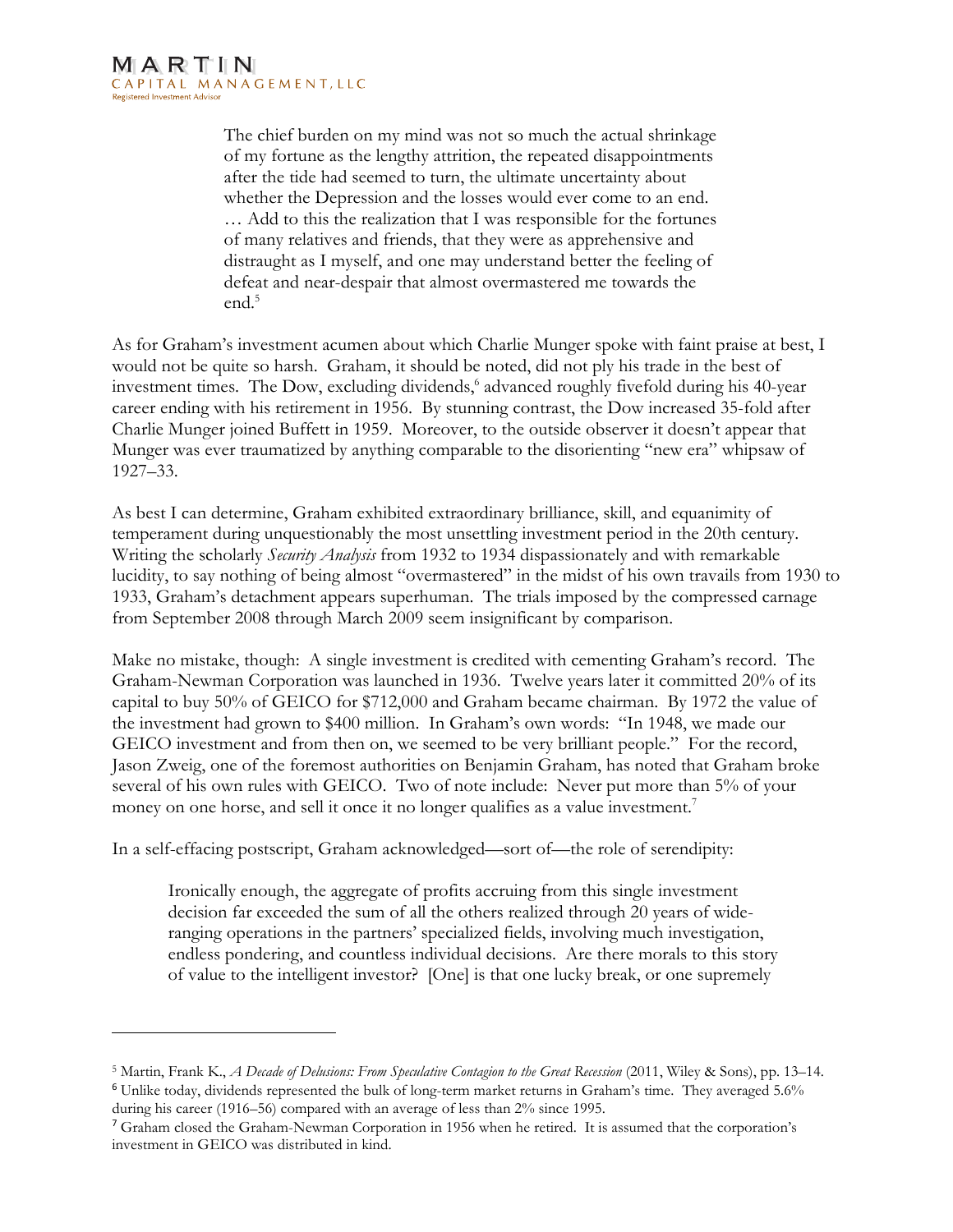> The chief burden on my mind was not so much the actual shrinkage of my fortune as the lengthy attrition, the repeated disappointments after the tide had seemed to turn, the ultimate uncertainty about whether the Depression and the losses would ever come to an end. … Add to this the realization that I was responsible for the fortunes of many relatives and friends, that they were as apprehensive and distraught as I myself, and one may understand better the feeling of defeat and near-despair that almost overmastered me towards the end.[5]

As for Graham's investment acumen about which Charlie Munger spoke with faint praise at best, I would not be quite so harsh. Graham, it should be noted, did not ply his trade in the best of investment times. The Dow, excluding dividends,[6] advanced roughly fivefold during his 40-year career ending with his retirement in 1956. By stunning contrast, the Dow increased 35-fold after Charlie Munger joined Buffett in 1959. Moreover, to the outside observer it doesn't appear that Munger was ever traumatized by anything comparable to the disorienting "new era" whipsaw of 1927–33.

As best I can determine, Graham exhibited extraordinary brilliance, skill, and equanimity of temperament during unquestionably the most unsettling investment period in the 20th century. Writing the scholarly *Security Analysis* from 1932 to 1934 dispassionately and with remarkable lucidity, to say nothing of being almost "overmastered" in the midst of his own travails from 1930 to 1933, Graham's detachment appears superhuman. The trials imposed by the compressed carnage from September 2008 through March 2009 seem insignificant by comparison.

Make no mistake, though: A single investment is credited with cementing Graham's record. The Graham-Newman Corporation was launched in 1936. Twelve years later it committed 20% of its capital to buy 50% of GEICO for $712,000 and Graham became chairman. By 1972 the value of the investment had grown to $400 million. In Graham's own words: "In 1948, we made our GEICO investment and from then on, we seemed to be very brilliant people." For the record, Jason Zweig, one of the foremost authorities on Benjamin Graham, has noted that Graham broke several of his own rules with GEICO. Two of note include: Never put more than 5% of your money on one horse, and sell it once it no longer qualifies as a value investment.[7]

In a self-effacing postscript, Graham acknowledged—sort of—the role of serendipity:

> Ironically enough, the aggregate of profits accruing from this single investment decision far exceeded the sum of all the others realized through 20 years of wide-ranging operations in the partners' specialized fields, involving much investigation, endless pondering, and countless individual decisions. Are there morals to this story of value to the intelligent investor? [One] is that one lucky break, or one supremely

---

[5] Martin, Frank K., *A Decade of Delusions: From Speculative Contagion to the Great Recession* (2011, Wiley & Sons), pp. 13–14.

[6] Unlike today, dividends represented the bulk of long-term market returns in Graham's time. They averaged 5.6% during his career (1916–56) compared with an average of less than 2% since 1995.

[7] Graham closed the Graham-Newman Corporation in 1956 when he retired. It is assumed that the corporation's investment in GEICO was distributed in kind.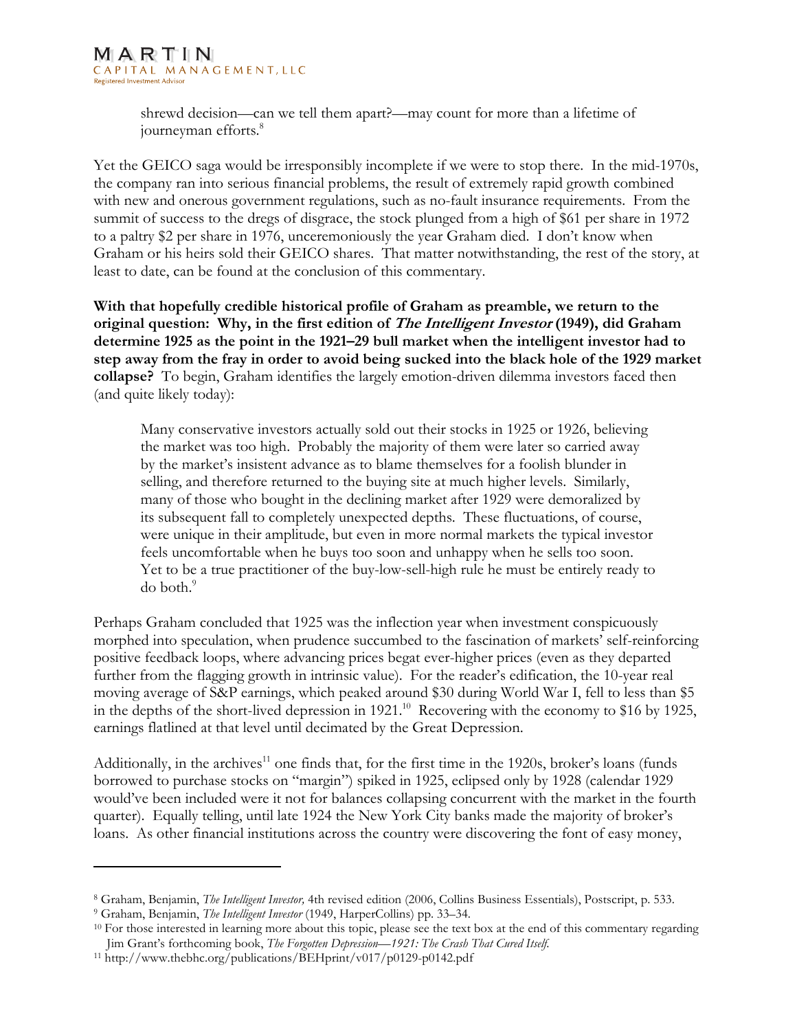shrewd decision—can we tell them apart?—may count for more than a lifetime of journeyman efforts.[8]

Yet the GEICO saga would be irresponsibly incomplete if we were to stop there. In the mid-1970s, the company ran into serious financial problems, the result of extremely rapid growth combined with new and onerous government regulations, such as no-fault insurance requirements. From the summit of success to the dregs of disgrace, the stock plunged from a high of $61 per share in 1972 to a paltry $2 per share in 1976, unceremoniously the year Graham died. I don't know when Graham or his heirs sold their GEICO shares. That matter notwithstanding, the rest of the story, at least to date, can be found at the conclusion of this commentary.

**With that hopefully credible historical profile of Graham as preamble, we return to the original question: Why, in the first edition of *The Intelligent Investor* (1949), did Graham determine 1925 as the point in the 1921–29 bull market when the intelligent investor had to step away from the fray in order to avoid being sucked into the black hole of the 1929 market collapse?** To begin, Graham identifies the largely emotion-driven dilemma investors faced then (and quite likely today):

> Many conservative investors actually sold out their stocks in 1925 or 1926, believing the market was too high. Probably the majority of them were later so carried away by the market's insistent advance as to blame themselves for a foolish blunder in selling, and therefore returned to the buying site at much higher levels. Similarly, many of those who bought in the declining market after 1929 were demoralized by its subsequent fall to completely unexpected depths. These fluctuations, of course, were unique in their amplitude, but even in more normal markets the typical investor feels uncomfortable when he buys too soon and unhappy when he sells too soon. Yet to be a true practitioner of the buy-low-sell-high rule he must be entirely ready to do both.[9]

Perhaps Graham concluded that 1925 was the inflection year when investment conspicuously morphed into speculation, when prudence succumbed to the fascination of markets' self-reinforcing positive feedback loops, where advancing prices begat ever-higher prices (even as they departed further from the flagging growth in intrinsic value). For the reader's edification, the 10-year real moving average of S&P earnings, which peaked around $30 during World War I, fell to less than $5 in the depths of the short-lived depression in 1921.[10] Recovering with the economy to $16 by 1925, earnings flatlined at that level until decimated by the Great Depression.

Additionally, in the archives[11] one finds that, for the first time in the 1920s, broker's loans (funds borrowed to purchase stocks on "margin") spiked in 1925, eclipsed only by 1928 (calendar 1929 would've been included were it not for balances collapsing concurrent with the market in the fourth quarter). Equally telling, until late 1924 the New York City banks made the majority of broker's loans. As other financial institutions across the country were discovering the font of easy money,

---

[8] Graham, Benjamin, *The Intelligent Investor,* 4th revised edition (2006, Collins Business Essentials), Postscript, p. 533.

[9] Graham, Benjamin, *The Intelligent Investor* (1949, HarperCollins) pp. 33–34.

[10] For those interested in learning more about this topic, please see the text box at the end of this commentary regarding Jim Grant's forthcoming book, *The Forgotten Depression—1921: The Crash That Cured Itself.*

[11] http://www.thebhc.org/publications/BEHprint/v017/p0129-p0142.pdf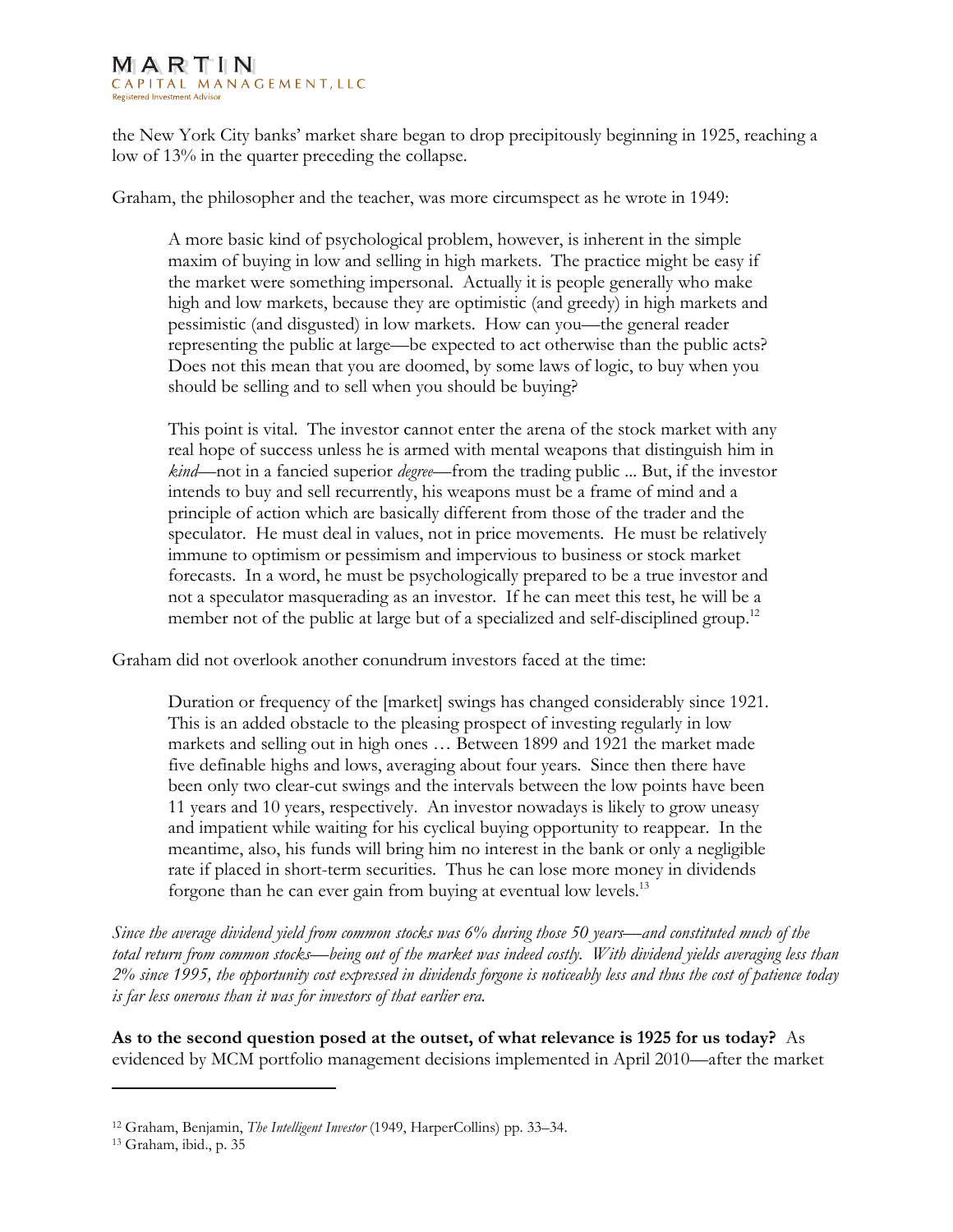the New York City banks' market share began to drop precipitously beginning in 1925, reaching a low of 13% in the quarter preceding the collapse.

Graham, the philosopher and the teacher, was more circumspect as he wrote in 1949:

> A more basic kind of psychological problem, however, is inherent in the simple maxim of buying in low and selling in high markets. The practice might be easy if the market were something impersonal. Actually it is people generally who make high and low markets, because they are optimistic (and greedy) in high markets and pessimistic (and disgusted) in low markets. How can you—the general reader representing the public at large—be expected to act otherwise than the public acts? Does not this mean that you are doomed, by some laws of logic, to buy when you should be selling and to sell when you should be buying?
>
> This point is vital. The investor cannot enter the arena of the stock market with any real hope of success unless he is armed with mental weapons that distinguish him in *kind*—not in a fancied superior *degree*—from the trading public ... But, if the investor intends to buy and sell recurrently, his weapons must be a frame of mind and a principle of action which are basically different from those of the trader and the speculator. He must deal in values, not in price movements. He must be relatively immune to optimism or pessimism and impervious to business or stock market forecasts. In a word, he must be psychologically prepared to be a true investor and not a speculator masquerading as an investor. If he can meet this test, he will be a member not of the public at large but of a specialized and self-disciplined group.[12]

Graham did not overlook another conundrum investors faced at the time:

> Duration or frequency of the [market] swings has changed considerably since 1921. This is an added obstacle to the pleasing prospect of investing regularly in low markets and selling out in high ones … Between 1899 and 1921 the market made five definable highs and lows, averaging about four years. Since then there have been only two clear-cut swings and the intervals between the low points have been 11 years and 10 years, respectively. An investor nowadays is likely to grow uneasy and impatient while waiting for his cyclical buying opportunity to reappear. In the meantime, also, his funds will bring him no interest in the bank or only a negligible rate if placed in short-term securities. Thus he can lose more money in dividends forgone than he can ever gain from buying at eventual low levels.[13]

*Since the average dividend yield from common stocks was 6% during those 50 years—and constituted much of the total return from common stocks—being out of the market was indeed costly. With dividend yields averaging less than 2% since 1995, the opportunity cost expressed in dividends forgone is noticeably less and thus the cost of patience today is far less onerous than it was for investors of that earlier era.*

**As to the second question posed at the outset, of what relevance is 1925 for us today?** As evidenced by MCM portfolio management decisions implemented in April 2010—after the market

---

[12] Graham, Benjamin, *The Intelligent Investor* (1949, HarperCollins) pp. 33–34.

[13] Graham, ibid., p. 35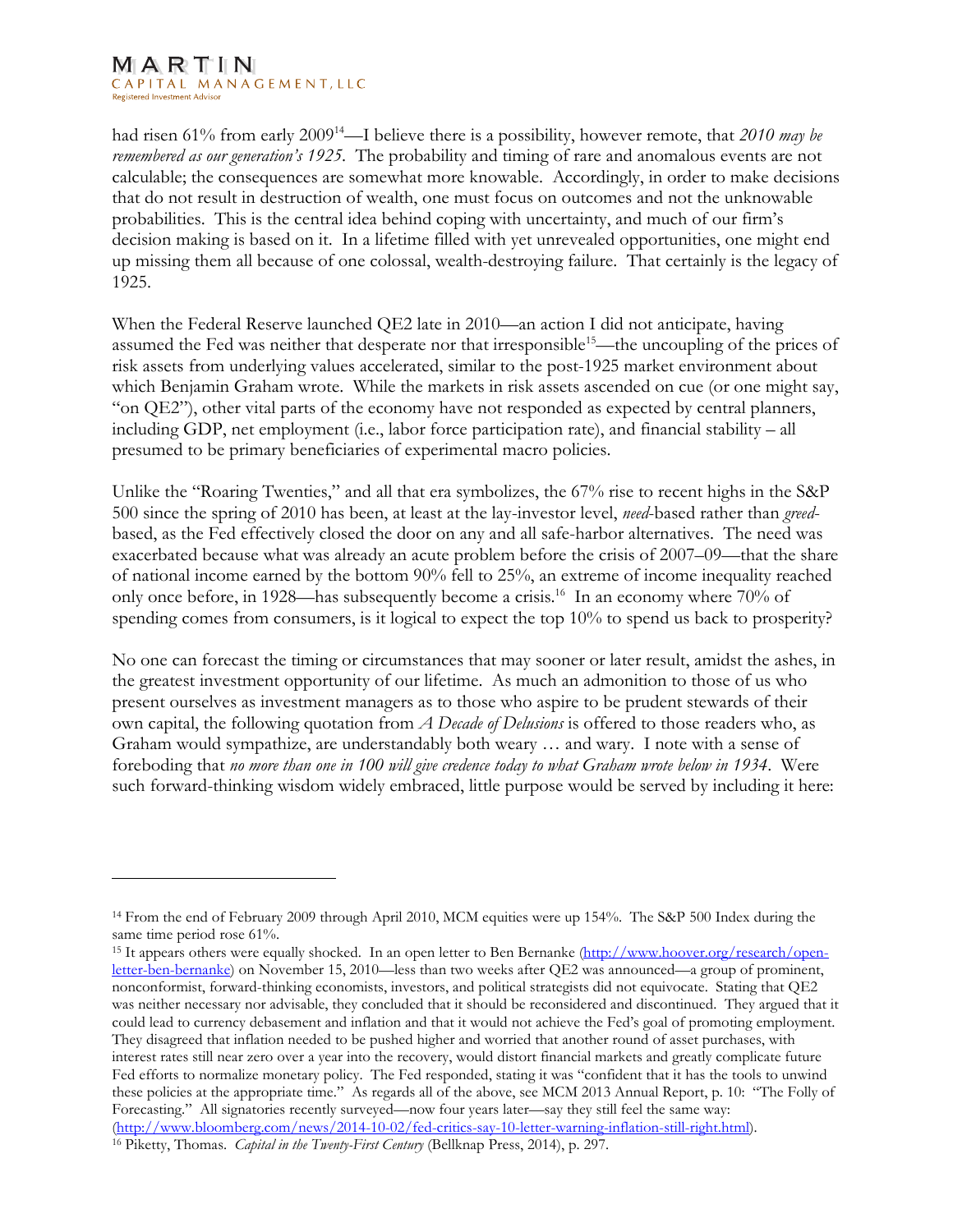had risen 61% from early 2009[14]—I believe there is a possibility, however remote, that *2010 may be remembered as our generation's 1925*. The probability and timing of rare and anomalous events are not calculable; the consequences are somewhat more knowable. Accordingly, in order to make decisions that do not result in destruction of wealth, one must focus on outcomes and not the unknowable probabilities. This is the central idea behind coping with uncertainty, and much of our firm's decision making is based on it. In a lifetime filled with yet unrevealed opportunities, one might end up missing them all because of one colossal, wealth-destroying failure. That certainly is the legacy of 1925.

When the Federal Reserve launched QE2 late in 2010—an action I did not anticipate, having assumed the Fed was neither that desperate nor that irresponsible[15]—the uncoupling of the prices of risk assets from underlying values accelerated, similar to the post-1925 market environment about which Benjamin Graham wrote. While the markets in risk assets ascended on cue (or one might say, "on QE2"), other vital parts of the economy have not responded as expected by central planners, including GDP, net employment (i.e., labor force participation rate), and financial stability – all presumed to be primary beneficiaries of experimental macro policies.

Unlike the "Roaring Twenties," and all that era symbolizes, the 67% rise to recent highs in the S&P 500 since the spring of 2010 has been, at least at the lay-investor level, *need*-based rather than *greed*-based, as the Fed effectively closed the door on any and all safe-harbor alternatives. The need was exacerbated because what was already an acute problem before the crisis of 2007–09—that the share of national income earned by the bottom 90% fell to 25%, an extreme of income inequality reached only once before, in 1928—has subsequently become a crisis.[16] In an economy where 70% of spending comes from consumers, is it logical to expect the top 10% to spend us back to prosperity?

No one can forecast the timing or circumstances that may sooner or later result, amidst the ashes, in the greatest investment opportunity of our lifetime. As much an admonition to those of us who present ourselves as investment managers as to those who aspire to be prudent stewards of their own capital, the following quotation from *A Decade of Delusions* is offered to those readers who, as Graham would sympathize, are understandably both weary … and wary. I note with a sense of foreboding that *no more than one in 100 will give credence today to what Graham wrote below in 1934*. Were such forward-thinking wisdom widely embraced, little purpose would be served by including it here:

---

[14] From the end of February 2009 through April 2010, MCM equities were up 154%. The S&P 500 Index during the same time period rose 61%.

[15] It appears others were equally shocked. In an open letter to Ben Bernanke (http://www.hoover.org/research/open-letter-ben-bernanke) on November 15, 2010—less than two weeks after QE2 was announced—a group of prominent, nonconformist, forward-thinking economists, investors, and political strategists did not equivocate. Stating that QE2 was neither necessary nor advisable, they concluded that it should be reconsidered and discontinued. They argued that it could lead to currency debasement and inflation and that it would not achieve the Fed's goal of promoting employment. They disagreed that inflation needed to be pushed higher and worried that another round of asset purchases, with interest rates still near zero over a year into the recovery, would distort financial markets and greatly complicate future Fed efforts to normalize monetary policy. The Fed responded, stating it was "confident that it has the tools to unwind these policies at the appropriate time." As regards all of the above, see MCM 2013 Annual Report, p. 10: "The Folly of Forecasting." All signatories recently surveyed—now four years later—say they still feel the same way: (http://www.bloomberg.com/news/2014-10-02/fed-critics-say-10-letter-warning-inflation-still-right.html).

[16] Piketty, Thomas. *Capital in the Twenty-First Century* (Bellknap Press, 2014), p. 297.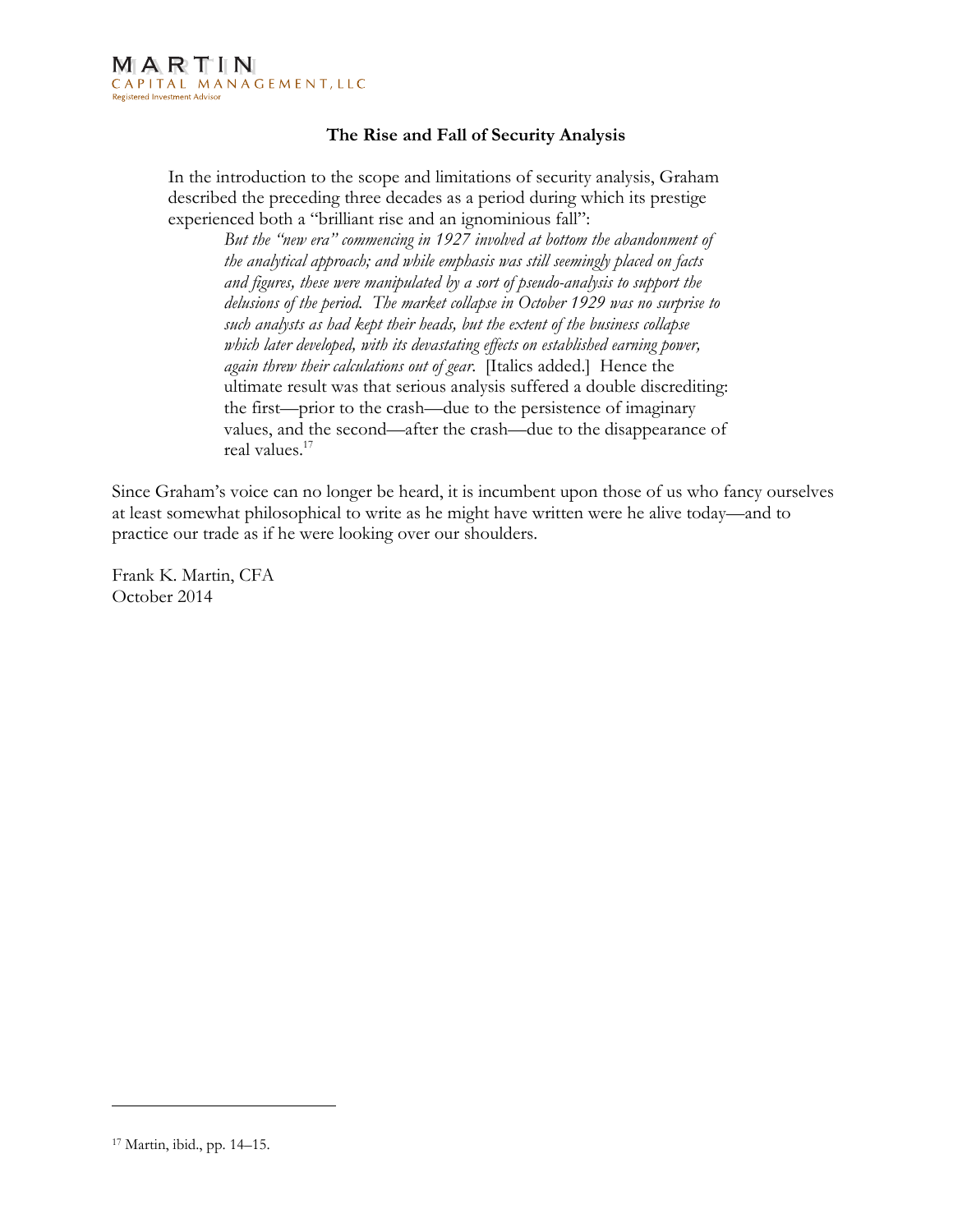### The Rise and Fall of Security Analysis

In the introduction to the scope and limitations of security analysis, Graham described the preceding three decades as a period during which its prestige experienced both a "brilliant rise and an ignominious fall":

> *But the "new era" commencing in 1927 involved at bottom the abandonment of the analytical approach; and while emphasis was still seemingly placed on facts and figures, these were manipulated by a sort of pseudo-analysis to support the delusions of the period. The market collapse in October 1929 was no surprise to such analysts as had kept their heads, but the extent of the business collapse which later developed, with its devastating effects on established earning power, again threw their calculations out of gear.* [Italics added.] Hence the ultimate result was that serious analysis suffered a double discrediting: the first—prior to the crash—due to the persistence of imaginary values, and the second—after the crash—due to the disappearance of real values.[17]

Since Graham's voice can no longer be heard, it is incumbent upon those of us who fancy ourselves at least somewhat philosophical to write as he might have written were he alive today—and to practice our trade as if he were looking over our shoulders.

Frank K. Martin, CFA
October 2014

---

[17] Martin, ibid., pp. 14–15.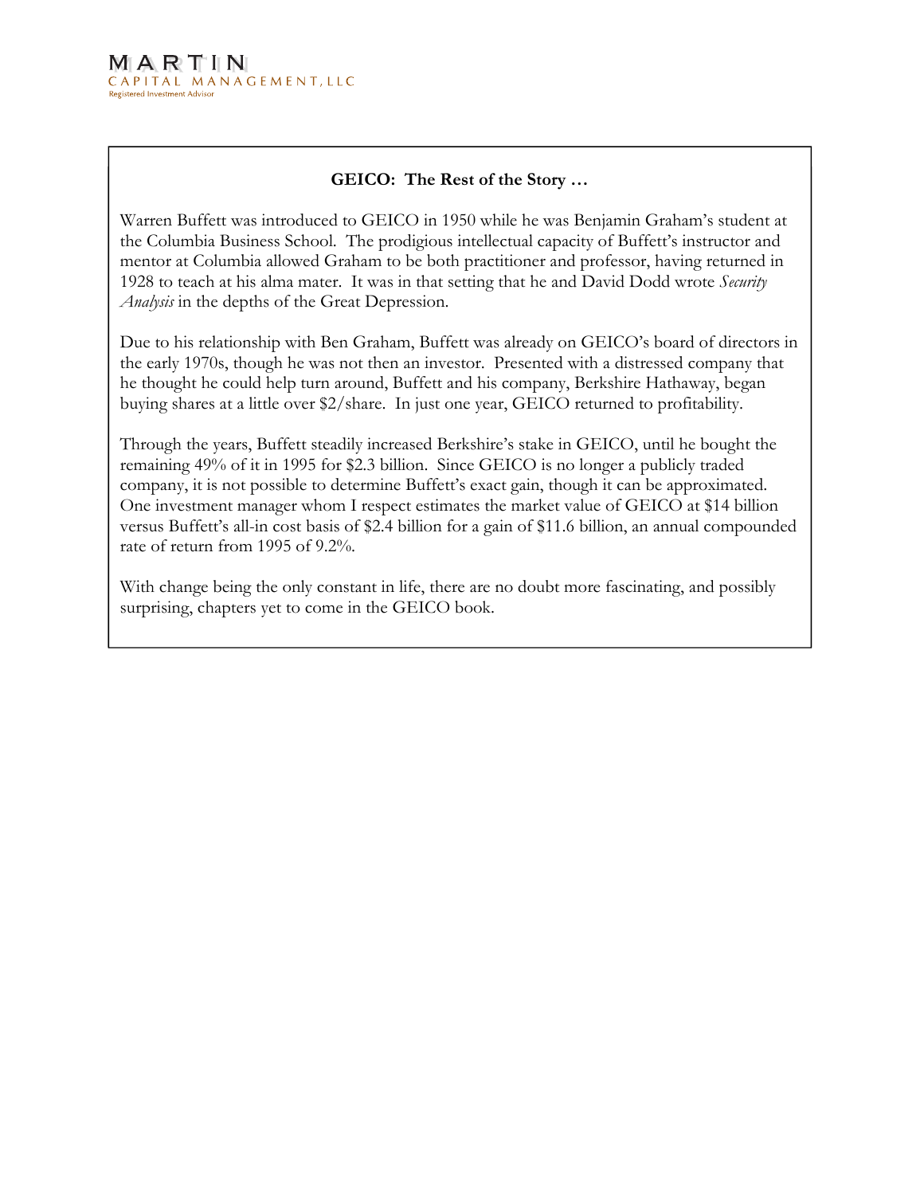## GEICO: The Rest of the Story …

Warren Buffett was introduced to GEICO in 1950 while he was Benjamin Graham's student at the Columbia Business School. The prodigious intellectual capacity of Buffett's instructor and mentor at Columbia allowed Graham to be both practitioner and professor, having returned in 1928 to teach at his alma mater. It was in that setting that he and David Dodd wrote *Security Analysis* in the depths of the Great Depression.

Due to his relationship with Ben Graham, Buffett was already on GEICO's board of directors in the early 1970s, though he was not then an investor. Presented with a distressed company that he thought he could help turn around, Buffett and his company, Berkshire Hathaway, began buying shares at a little over $2/share. In just one year, GEICO returned to profitability.

Through the years, Buffett steadily increased Berkshire's stake in GEICO, until he bought the remaining 49% of it in 1995 for $2.3 billion. Since GEICO is no longer a publicly traded company, it is not possible to determine Buffett's exact gain, though it can be approximated. One investment manager whom I respect estimates the market value of GEICO at $14 billion versus Buffett's all-in cost basis of $2.4 billion for a gain of $11.6 billion, an annual compounded rate of return from 1995 of 9.2%.

With change being the only constant in life, there are no doubt more fascinating, and possibly surprising, chapters yet to come in the GEICO book.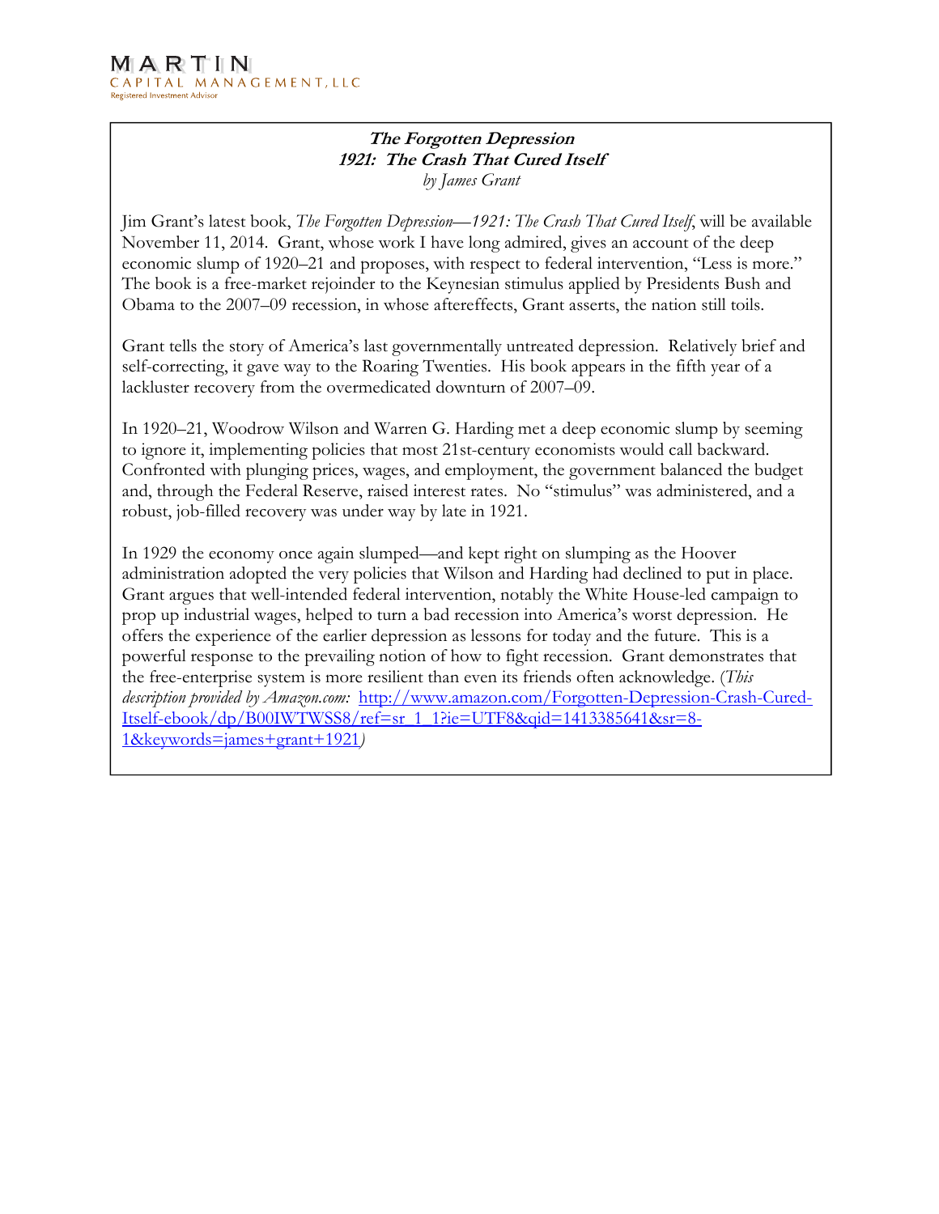MARTIN
CAPITAL MANAGEMENT, LLC
Registered Investment Advisor

***The Forgotten Depression***
***1921: The Crash That Cured Itself***
*by James Grant*

Jim Grant's latest book, *The Forgotten Depression—1921: The Crash That Cured Itself*, will be available November 11, 2014. Grant, whose work I have long admired, gives an account of the deep economic slump of 1920–21 and proposes, with respect to federal intervention, "Less is more." The book is a free-market rejoinder to the Keynesian stimulus applied by Presidents Bush and Obama to the 2007–09 recession, in whose aftereffects, Grant asserts, the nation still toils.

Grant tells the story of America's last governmentally untreated depression. Relatively brief and self-correcting, it gave way to the Roaring Twenties. His book appears in the fifth year of a lackluster recovery from the overmedicated downturn of 2007–09.

In 1920–21, Woodrow Wilson and Warren G. Harding met a deep economic slump by seeming to ignore it, implementing policies that most 21st-century economists would call backward. Confronted with plunging prices, wages, and employment, the government balanced the budget and, through the Federal Reserve, raised interest rates. No "stimulus" was administered, and a robust, job-filled recovery was under way by late in 1921.

In 1929 the economy once again slumped—and kept right on slumping as the Hoover administration adopted the very policies that Wilson and Harding had declined to put in place. Grant argues that well-intended federal intervention, notably the White House-led campaign to prop up industrial wages, helped to turn a bad recession into America's worst depression. He offers the experience of the earlier depression as lessons for today and the future. This is a powerful response to the prevailing notion of how to fight recession. Grant demonstrates that the free-enterprise system is more resilient than even its friends often acknowledge. (*This description provided by Amazon.com:* http://www.amazon.com/Forgotten-Depression-Crash-Cured-Itself-ebook/dp/B00IWTWSS8/ref=sr_1_1?ie=UTF8&qid=1413385641&sr=8-1&keywords=james+grant+1921)